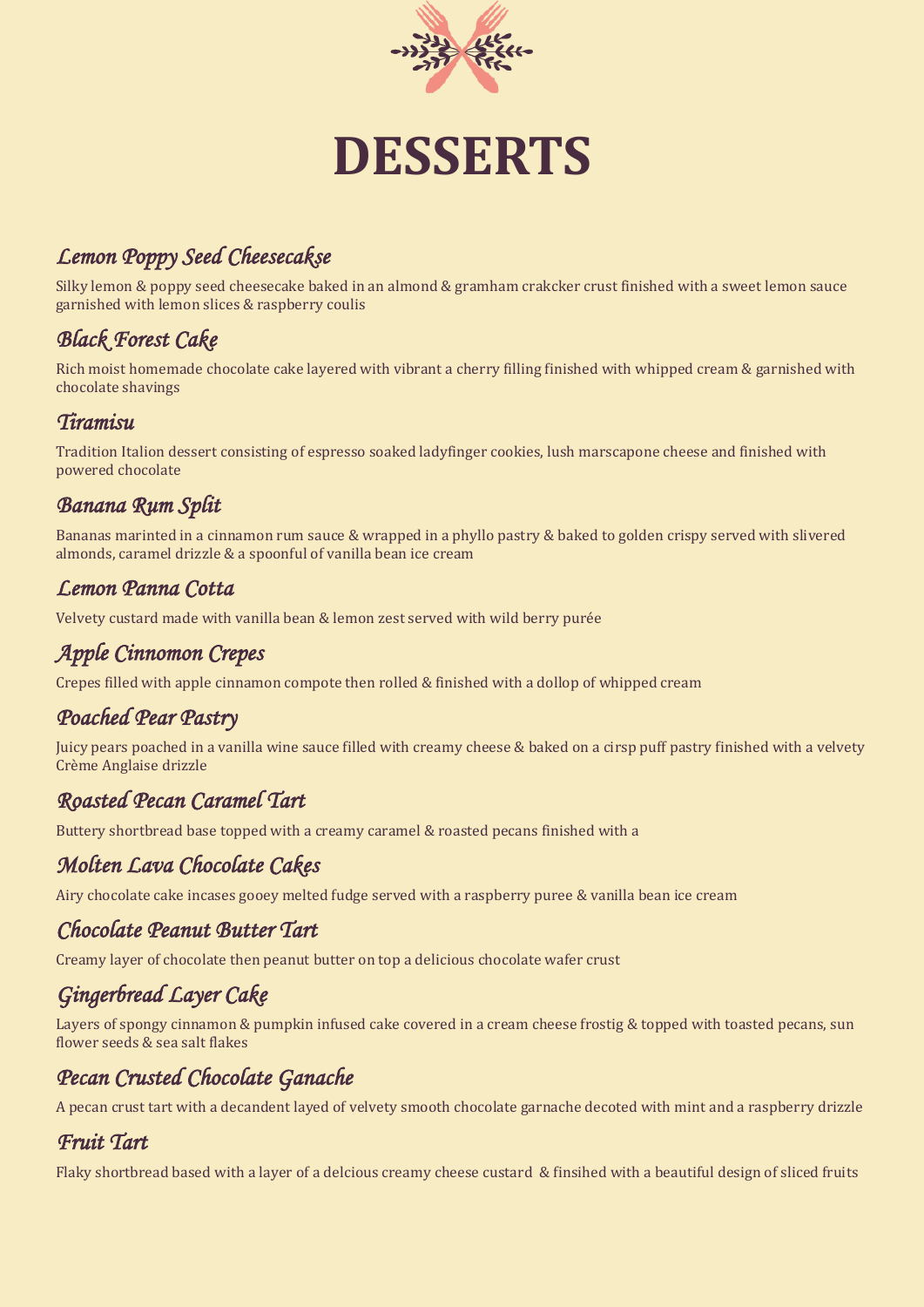# DESSERTS

## *Lemon Poppy Seed Cheesecakse*

Silky lemon & poppy seed cheesecake baked in an almond & gramham crakcker crust finished with a sweet lemon sauce garnished with lemon slices & raspberry coulis

## *Black Forest Cake*

Rich moist homemade chocolate cake layered with vibrant a cherry filling finished with whipped cream & garnished with chocolate shavings

## *Tiramisu*

Tradition Italion dessert consisting of espresso soaked ladyfinger cookies, lush marscapone cheese and finished with powered chocolate

## *Banana Rum Split*

Bananas marinted in a cinnamon rum sauce & wrapped in a phyllo pastry & baked to golden crispy served with slivered almonds, caramel drizzle & a spoonful of vanilla bean ice cream

## *Lemon Panna Cotta*

Velvety custard made with vanilla bean & lemon zest served with wild berry purée

## *Apple Cinnomon Crepes*

Crepes filled with apple cinnamon compote then rolled & finished with a dollop of whipped cream

## *Poached Pear Pastry*

Juicy pears poached in a vanilla wine sauce filled with creamy cheese & baked on a cirsp puff pastry finished with a velvety Crème Anglaise drizzle

## *Roasted Pecan Caramel Tart*

Buttery shortbread base topped with a creamy caramel & roasted pecans finished with a

## *Molten Lava Chocolate Cakes*

Airy chocolate cake incases gooey melted fudge served with a raspberry puree & vanilla bean ice cream

## *Chocolate Peanut Butter Tart*

Creamy layer of chocolate then peanut butter on top a delicious chocolate wafer crust

## *Gingerbread Layer Cake*

Layers of spongy cinnamon & pumpkin infused cake covered in a cream cheese frostig & topped with toasted pecans, sun flower seeds & sea salt flakes

## *Pecan Crusted Chocolate Ganache*

A pecan crust tart with a decandent layed of velvety smooth chocolate garnache decoted with mint and a raspberry drizzle

## *Fruit Tart*

Flaky shortbread based with a layer of a delcious creamy cheese custard & finsihed with a beautiful design of sliced fruits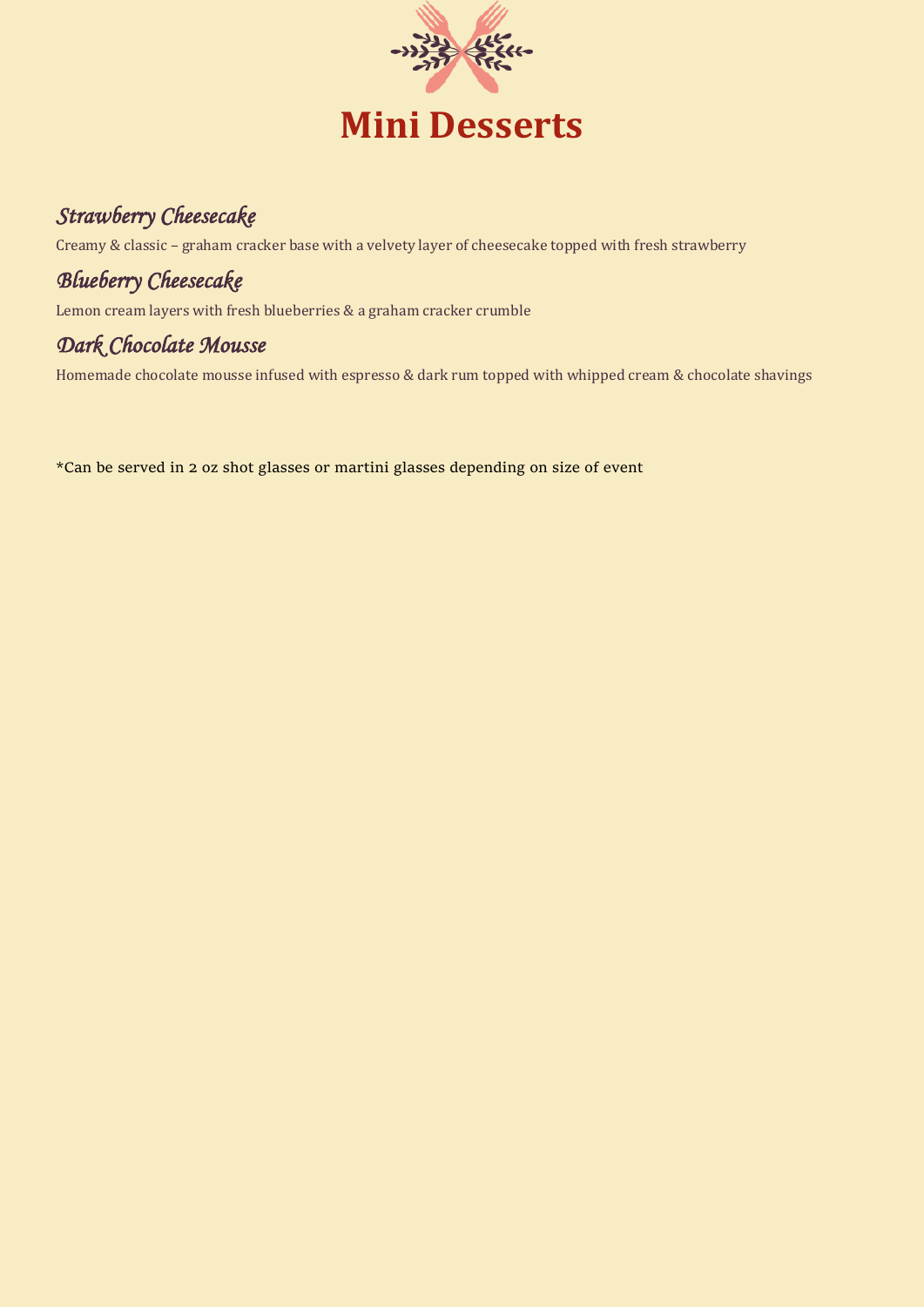# Mini Desserts

## *Strawberry Cheesecake*

Creamy & classic – graham cracker base with a velvety layer of cheesecake topped with fresh strawberry

## *Blueberry Cheesecake*

Lemon cream layers with fresh blueberries & a graham cracker crumble

## *Dark Chocolate Mousse*

Homemade chocolate mousse infused with espresso & dark rum topped with whipped cream & chocolate shavings

*Can be served in 2 oz shot glasses or martini glasses depending on size of event